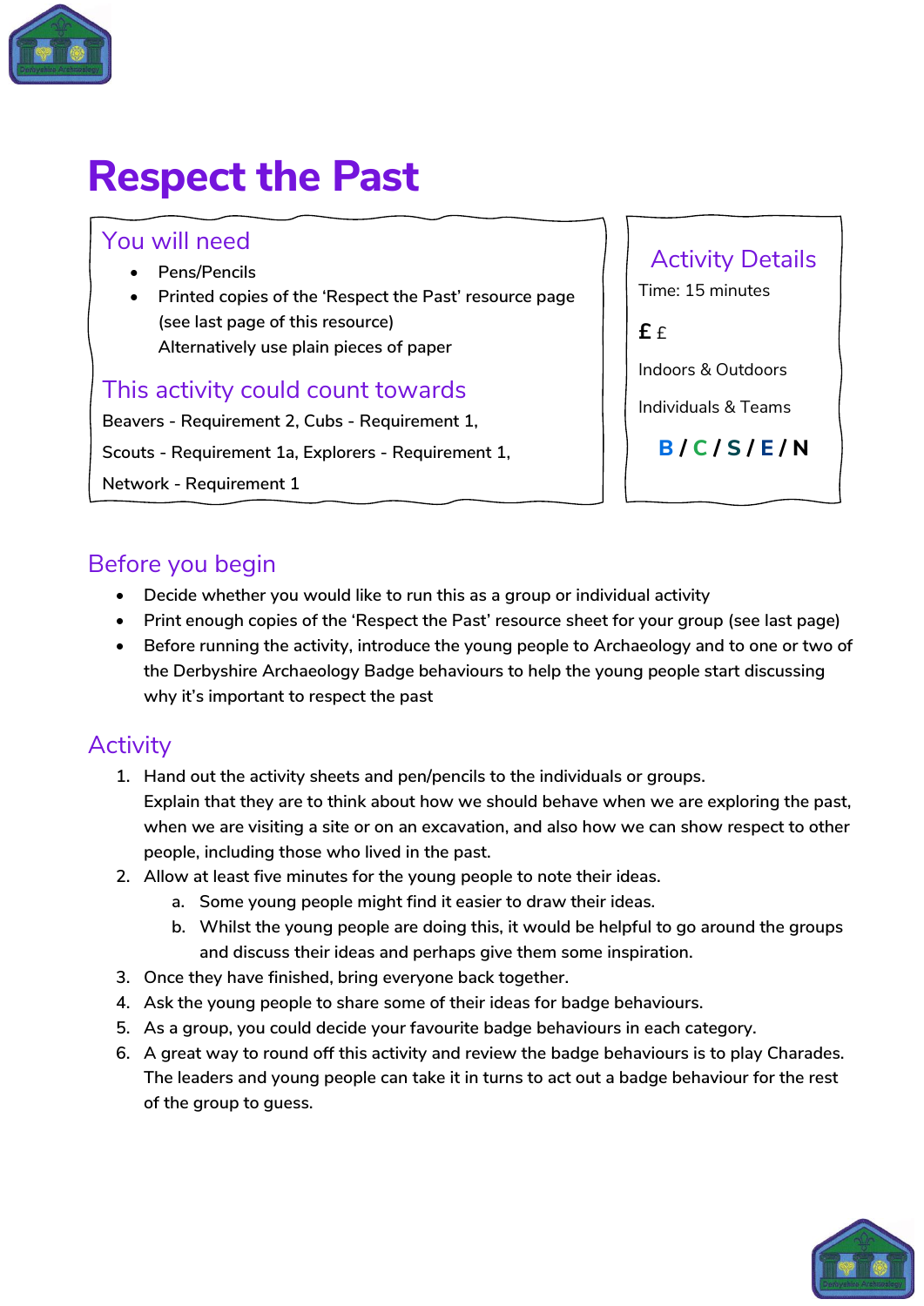# Respect the Past

## You will need

- Pens/Pencils
- Printed copies of the 'Respect the Past' resource page (see last page of this resource)
  Alternatively use plain pieces of paper

## This activity could count towards

Beavers - Requirement 2, Cubs - Requirement 1,

Scouts - Requirement 1a, Explorers - Requirement 1,

Network - Requirement 1

## Activity Details

Time: 15 minutes

**£** £

Indoors & Outdoors

Individuals & Teams

**B / C / S / E / N**

## Before you begin

- Decide whether you would like to run this as a group or individual activity
- Print enough copies of the 'Respect the Past' resource sheet for your group (see last page)
- Before running the activity, introduce the young people to Archaeology and to one or two of the Derbyshire Archaeology Badge behaviours to help the young people start discussing why it's important to respect the past

## Activity

1. Hand out the activity sheets and pen/pencils to the individuals or groups.
   Explain that they are to think about how we should behave when we are exploring the past, when we are visiting a site or on an excavation, and also how we can show respect to other people, including those who lived in the past.
2. Allow at least five minutes for the young people to note their ideas.
   a. Some young people might find it easier to draw their ideas.
   b. Whilst the young people are doing this, it would be helpful to go around the groups and discuss their ideas and perhaps give them some inspiration.
3. Once they have finished, bring everyone back together.
4. Ask the young people to share some of their ideas for badge behaviours.
5. As a group, you could decide your favourite badge behaviours in each category.
6. A great way to round off this activity and review the badge behaviours is to play Charades. The leaders and young people can take it in turns to act out a badge behaviour for the rest of the group to guess.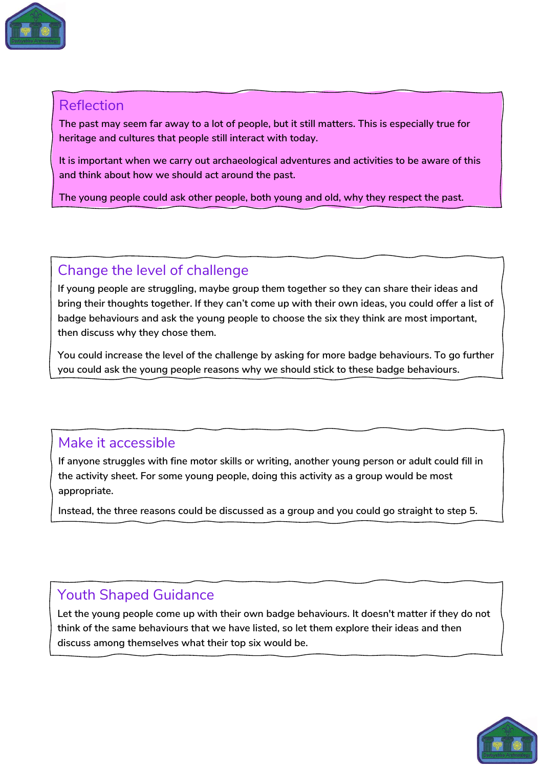## Reflection

The past may seem far away to a lot of people, but it still matters. This is especially true for heritage and cultures that people still interact with today.

It is important when we carry out archaeological adventures and activities to be aware of this and think about how we should act around the past.

The young people could ask other people, both young and old, why they respect the past.

## Change the level of challenge

If young people are struggling, maybe group them together so they can share their ideas and bring their thoughts together. If they can't come up with their own ideas, you could offer a list of badge behaviours and ask the young people to choose the six they think are most important, then discuss why they chose them.

You could increase the level of the challenge by asking for more badge behaviours. To go further you could ask the young people reasons why we should stick to these badge behaviours.

## Make it accessible

If anyone struggles with fine motor skills or writing, another young person or adult could fill in the activity sheet. For some young people, doing this activity as a group would be most appropriate.

Instead, the three reasons could be discussed as a group and you could go straight to step 5.

## Youth Shaped Guidance

Let the young people come up with their own badge behaviours. It doesn't matter if they do not think of the same behaviours that we have listed, so let them explore their ideas and then discuss among themselves what their top six would be.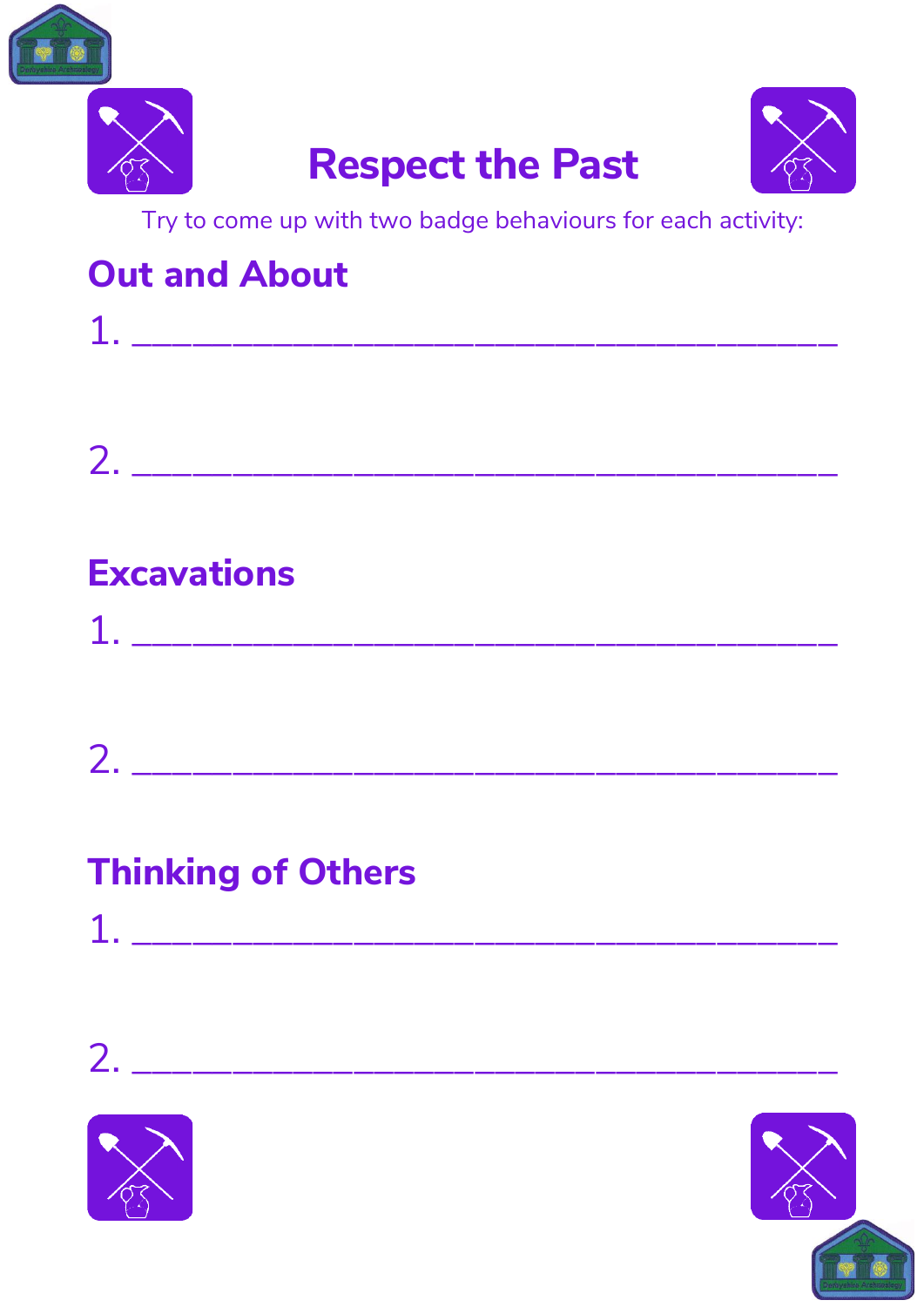# Respect the Past

Try to come up with two badge behaviours for each activity:

## Out and About

1. ________________________________________

2. ________________________________________

## Excavations

1. ________________________________________

2. ________________________________________

## Thinking of Others

1. ________________________________________

2. ________________________________________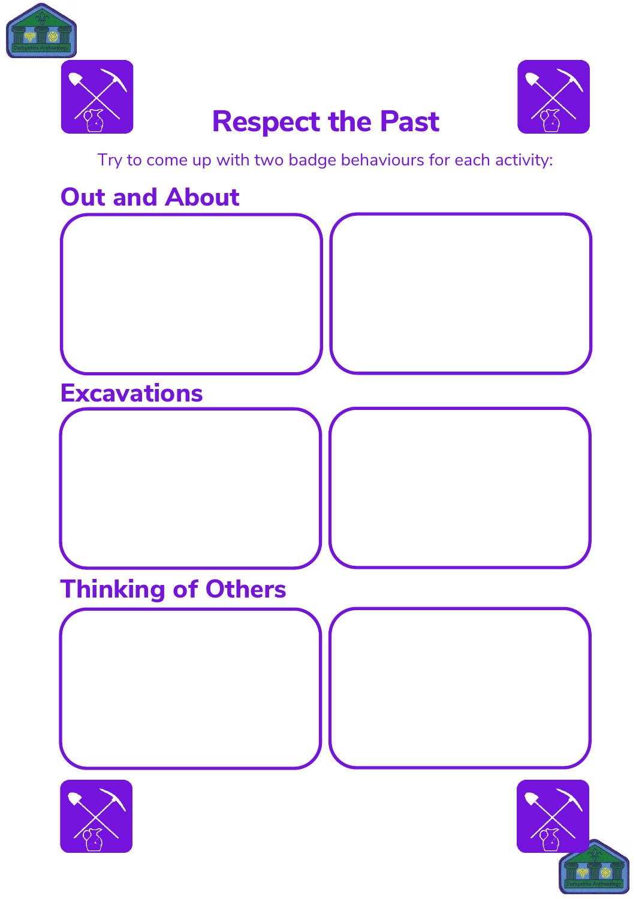# Respect the Past

Try to come up with two badge behaviours for each activity:

## Out and About

## Excavations

## Thinking of Others